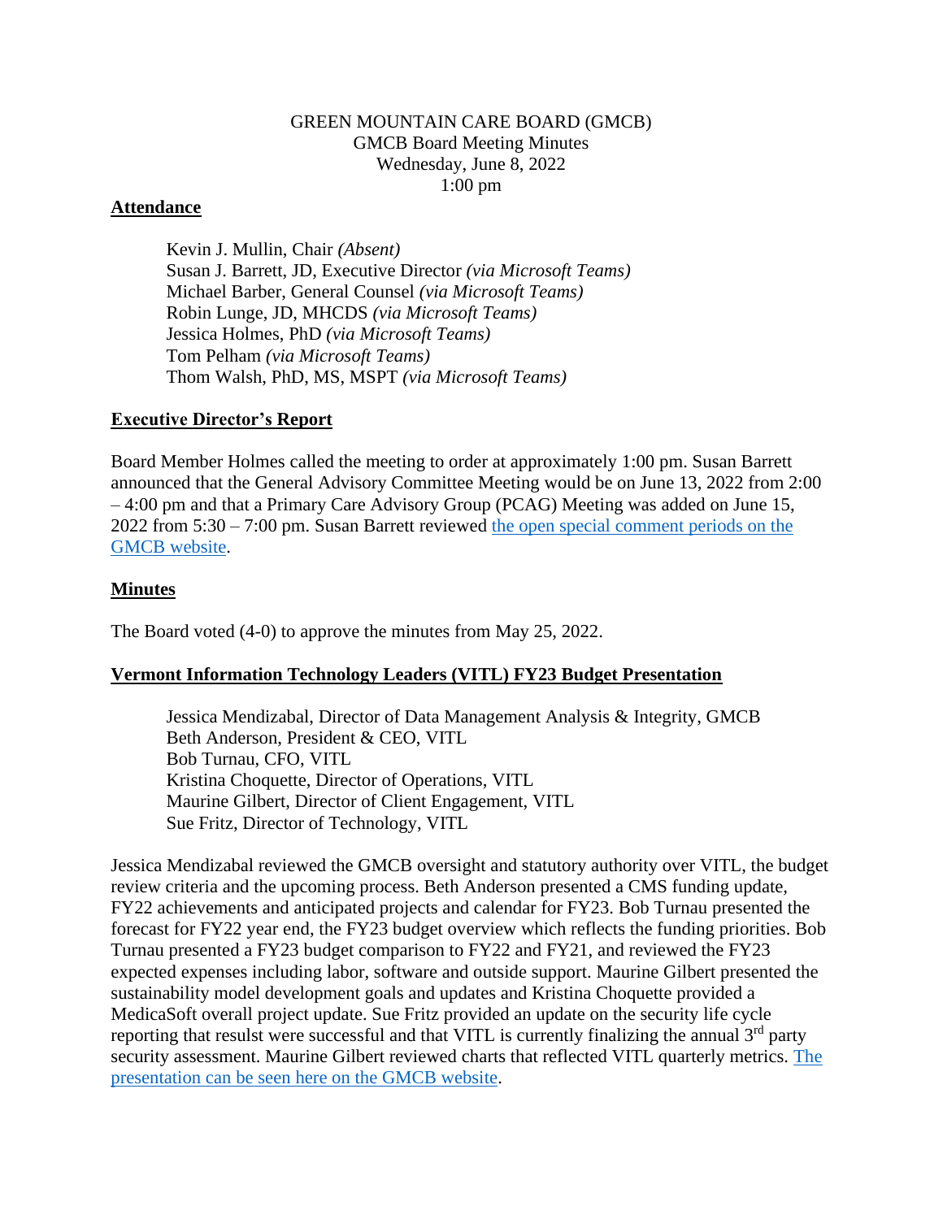GREEN MOUNTAIN CARE BOARD (GMCB)
GMCB Board Meeting Minutes
Wednesday, June 8, 2022
1:00 pm

## Attendance

Kevin J. Mullin, Chair *(Absent)*
Susan J. Barrett, JD, Executive Director *(via Microsoft Teams)*
Michael Barber, General Counsel *(via Microsoft Teams)*
Robin Lunge, JD, MHCDS *(via Microsoft Teams)*
Jessica Holmes, PhD *(via Microsoft Teams)*
Tom Pelham *(via Microsoft Teams)*
Thom Walsh, PhD, MS, MSPT *(via Microsoft Teams)*

## Executive Director's Report

Board Member Holmes called the meeting to order at approximately 1:00 pm. Susan Barrett announced that the General Advisory Committee Meeting would be on June 13, 2022 from 2:00 – 4:00 pm and that a Primary Care Advisory Group (PCAG) Meeting was added on June 15, 2022 from 5:30 – 7:00 pm. Susan Barrett reviewed the open special comment periods on the GMCB website.

## Minutes

The Board voted (4-0) to approve the minutes from May 25, 2022.

## Vermont Information Technology Leaders (VITL) FY23 Budget Presentation

Jessica Mendizabal, Director of Data Management Analysis & Integrity, GMCB
Beth Anderson, President & CEO, VITL
Bob Turnau, CFO, VITL
Kristina Choquette, Director of Operations, VITL
Maurine Gilbert, Director of Client Engagement, VITL
Sue Fritz, Director of Technology, VITL

Jessica Mendizabal reviewed the GMCB oversight and statutory authority over VITL, the budget review criteria and the upcoming process. Beth Anderson presented a CMS funding update, FY22 achievements and anticipated projects and calendar for FY23. Bob Turnau presented the forecast for FY22 year end, the FY23 budget overview which reflects the funding priorities. Bob Turnau presented a FY23 budget comparison to FY22 and FY21, and reviewed the FY23 expected expenses including labor, software and outside support. Maurine Gilbert presented the sustainability model development goals and updates and Kristina Choquette provided a MedicaSoft overall project update. Sue Fritz provided an update on the security life cycle reporting that resulst were successful and that VITL is currently finalizing the annual 3rd party security assessment. Maurine Gilbert reviewed charts that reflected VITL quarterly metrics. The presentation can be seen here on the GMCB website.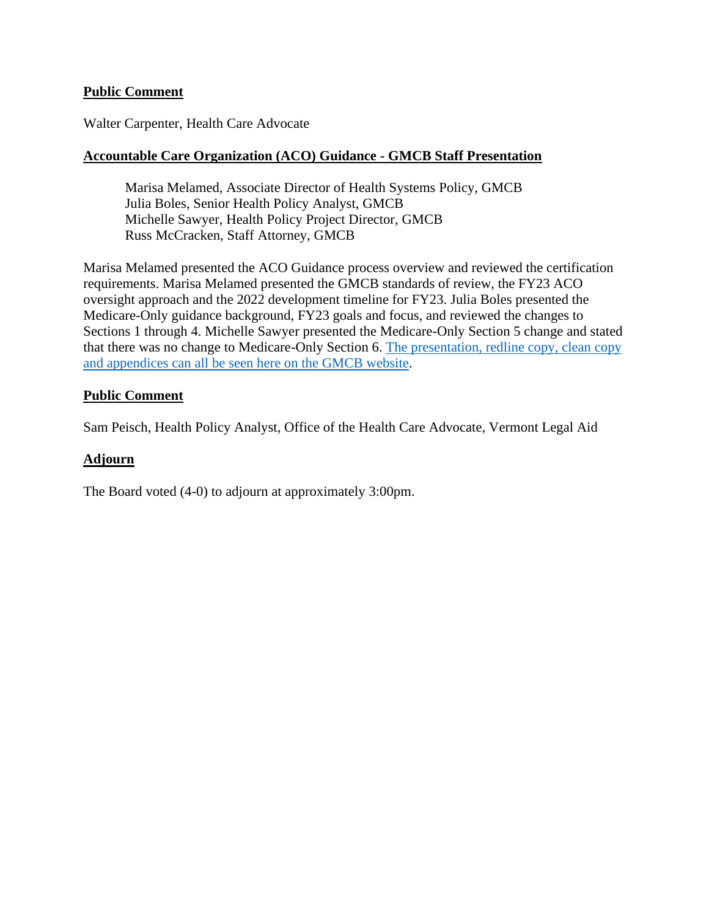**Public Comment**

Walter Carpenter, Health Care Advocate

**Accountable Care Organization (ACO) Guidance - GMCB Staff Presentation**

Marisa Melamed, Associate Director of Health Systems Policy, GMCB
Julia Boles, Senior Health Policy Analyst, GMCB
Michelle Sawyer, Health Policy Project Director, GMCB
Russ McCracken, Staff Attorney, GMCB

Marisa Melamed presented the ACO Guidance process overview and reviewed the certification requirements. Marisa Melamed presented the GMCB standards of review, the FY23 ACO oversight approach and the 2022 development timeline for FY23. Julia Boles presented the Medicare-Only guidance background, FY23 goals and focus, and reviewed the changes to Sections 1 through 4. Michelle Sawyer presented the Medicare-Only Section 5 change and stated that there was no change to Medicare-Only Section 6. The presentation, redline copy, clean copy and appendices can all be seen here on the GMCB website.

**Public Comment**

Sam Peisch, Health Policy Analyst, Office of the Health Care Advocate, Vermont Legal Aid

**Adjourn**

The Board voted (4-0) to adjourn at approximately 3:00pm.